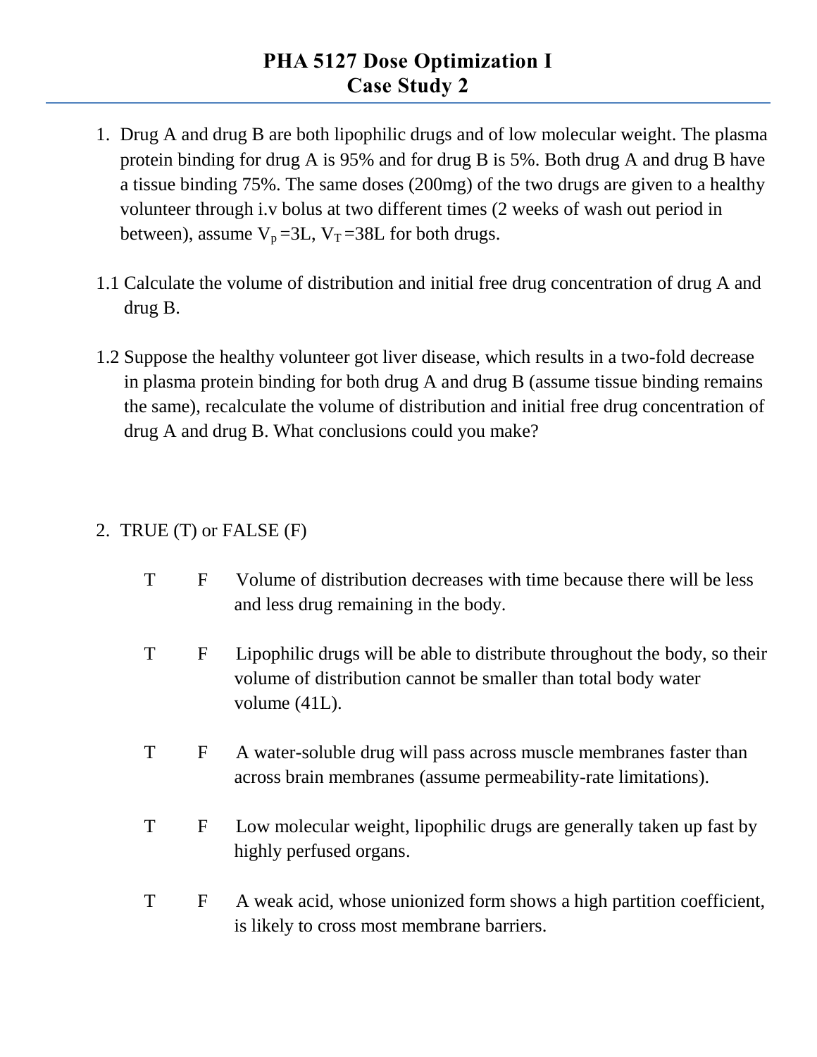# PHA 5127 Dose Optimization I
## Case Study 2

1. Drug A and drug B are both lipophilic drugs and of low molecular weight. The plasma protein binding for drug A is 95% and for drug B is 5%. Both drug A and drug B have a tissue binding 75%. The same doses (200mg) of the two drugs are given to a healthy volunteer through i.v bolus at two different times (2 weeks of wash out period in between), assume $V_p$ =3L, $V_T$ =38L for both drugs.

1.1 Calculate the volume of distribution and initial free drug concentration of drug A and drug B.

1.2 Suppose the healthy volunteer got liver disease, which results in a two-fold decrease in plasma protein binding for both drug A and drug B (assume tissue binding remains the same), recalculate the volume of distribution and initial free drug concentration of drug A and drug B. What conclusions could you make?

2. TRUE (T) or FALSE (F)

T F Volume of distribution decreases with time because there will be less and less drug remaining in the body.

T F Lipophilic drugs will be able to distribute throughout the body, so their volume of distribution cannot be smaller than total body water volume (41L).

T F A water-soluble drug will pass across muscle membranes faster than across brain membranes (assume permeability-rate limitations).

T F Low molecular weight, lipophilic drugs are generally taken up fast by highly perfused organs.

T F A weak acid, whose unionized form shows a high partition coefficient, is likely to cross most membrane barriers.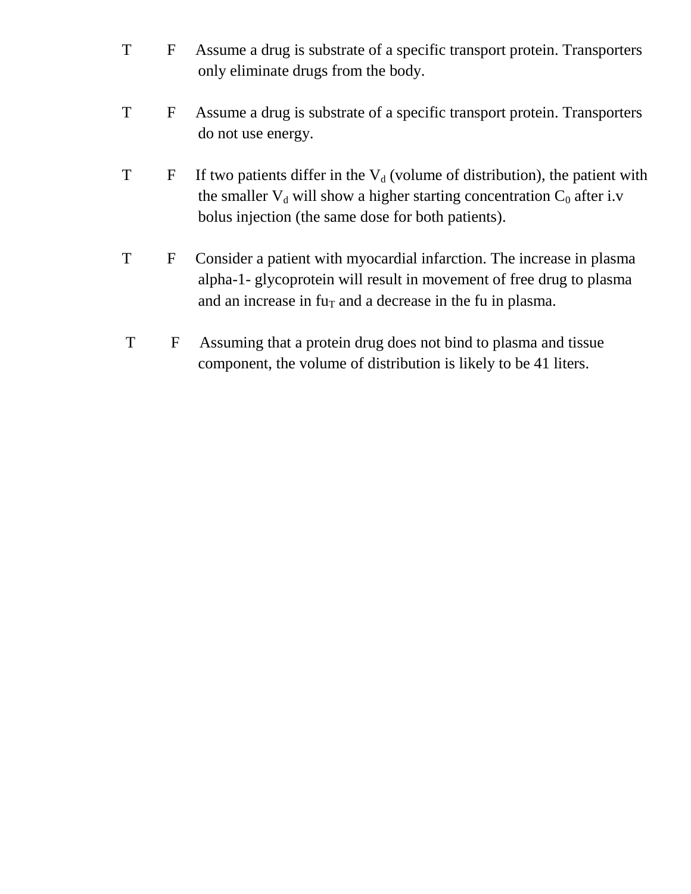T F Assume a drug is substrate of a specific transport protein. Transporters only eliminate drugs from the body.

T F Assume a drug is substrate of a specific transport protein. Transporters do not use energy.

T F If two patients differ in the $V_d$ (volume of distribution), the patient with the smaller $V_d$ will show a higher starting concentration $C_0$ after i.v bolus injection (the same dose for both patients).

T F Consider a patient with myocardial infarction. The increase in plasma alpha-1- glycoprotein will result in movement of free drug to plasma and an increase in $fu_T$ and a decrease in the fu in plasma.

T F Assuming that a protein drug does not bind to plasma and tissue component, the volume of distribution is likely to be 41 liters.